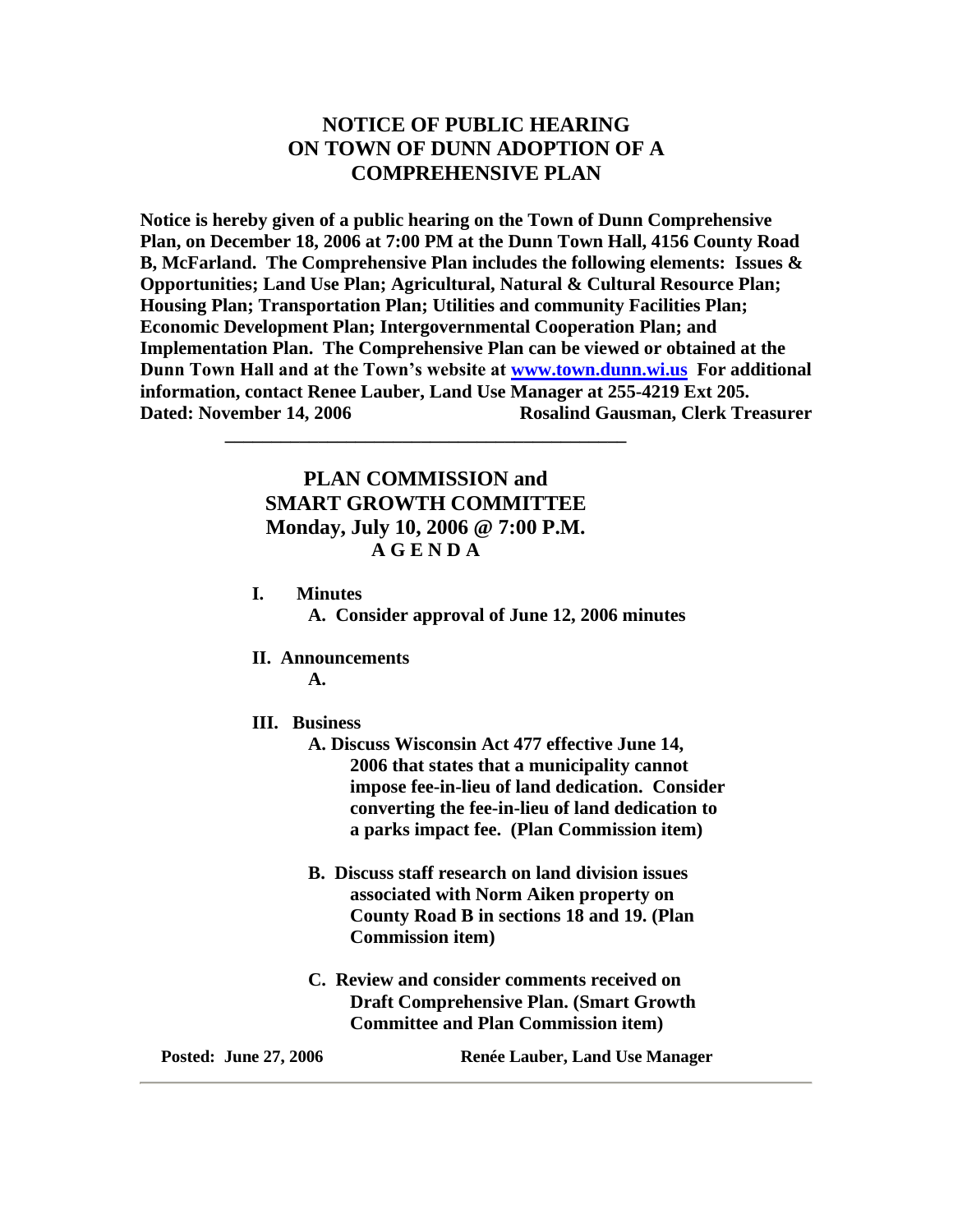# NOTICE OF PUBLIC HEARING ON TOWN OF DUNN ADOPTION OF A COMPREHENSIVE PLAN

**Notice is hereby given of a public hearing on the Town of Dunn Comprehensive Plan, on December 18, 2006 at 7:00 PM at the Dunn Town Hall, 4156 County Road B, McFarland. The Comprehensive Plan includes the following elements: Issues & Opportunities; Land Use Plan; Agricultural, Natural & Cultural Resource Plan; Housing Plan; Transportation Plan; Utilities and community Facilities Plan; Economic Development Plan; Intergovernmental Cooperation Plan; and Implementation Plan. The Comprehensive Plan can be viewed or obtained at the Dunn Town Hall and at the Town's website at [www.town.dunn.wi.us](http://www.town.dunn.wi.us) For additional information, contact Renee Lauber, Land Use Manager at 255-4219 Ext 205.**

**Dated: November 14, 2006 Rosalind Gausman, Clerk Treasurer**

---

## PLAN COMMISSION and SMART GROWTH COMMITTEE
## Monday, July 10, 2006 @ 7:00 P.M.
### A G E N D A

**I. Minutes**

- **A. Consider approval of June 12, 2006 minutes**

**II. Announcements**

- **A.**

**III. Business**

- **A. Discuss Wisconsin Act 477 effective June 14, 2006 that states that a municipality cannot impose fee-in-lieu of land dedication. Consider converting the fee-in-lieu of land dedication to a parks impact fee. (Plan Commission item)**
- **B. Discuss staff research on land division issues associated with Norm Aiken property on County Road B in sections 18 and 19. (Plan Commission item)**
- **C. Review and consider comments received on Draft Comprehensive Plan. (Smart Growth Committee and Plan Commission item)**

**Posted: June 27, 2006 Renée Lauber, Land Use Manager**

---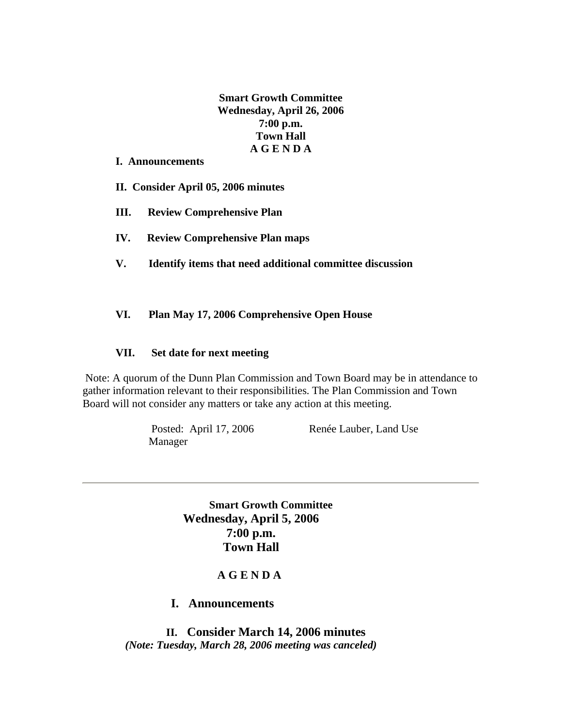**Smart Growth Committee**
**Wednesday, April 26, 2006**
**7:00 p.m.**
**Town Hall**
**A G E N D A**

**I. Announcements**

**II. Consider April 05, 2006 minutes**

**III. Review Comprehensive Plan**

**IV. Review Comprehensive Plan maps**

**V. Identify items that need additional committee discussion**

**VI. Plan May 17, 2006 Comprehensive Open House**

**VII. Set date for next meeting**

Note: A quorum of the Dunn Plan Commission and Town Board may be in attendance to gather information relevant to their responsibilities. The Plan Commission and Town Board will not consider any matters or take any action at this meeting.

Posted: April 17, 2006 Renée Lauber, Land Use Manager

---

**Smart Growth Committee**
**Wednesday, April 5, 2006**
**7:00 p.m.**
**Town Hall**

**A G E N D A**

**I. Announcements**

**II. Consider March 14, 2006 minutes**
***(Note: Tuesday, March 28, 2006 meeting was canceled)***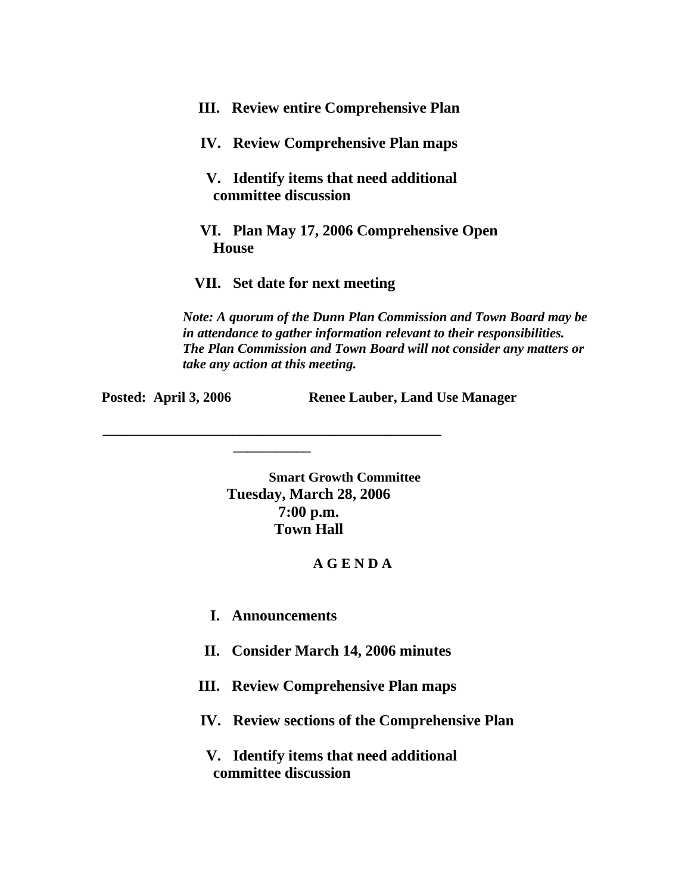**III. Review entire Comprehensive Plan**

**IV. Review Comprehensive Plan maps**

**V. Identify items that need additional committee discussion**

**VI. Plan May 17, 2006 Comprehensive Open House**

**VII. Set date for next meeting**

***Note: A quorum of the Dunn Plan Commission and Town Board may be in attendance to gather information relevant to their responsibilities. The Plan Commission and Town Board will not consider any matters or take any action at this meeting.***

**Posted: April 3, 2006** **Renee Lauber, Land Use Manager**

---

**Smart Growth Committee**
**Tuesday, March 28, 2006**
**7:00 p.m.**
**Town Hall**

**A G E N D A**

**I. Announcements**

**II. Consider March 14, 2006 minutes**

**III. Review Comprehensive Plan maps**

**IV. Review sections of the Comprehensive Plan**

**V. Identify items that need additional committee discussion**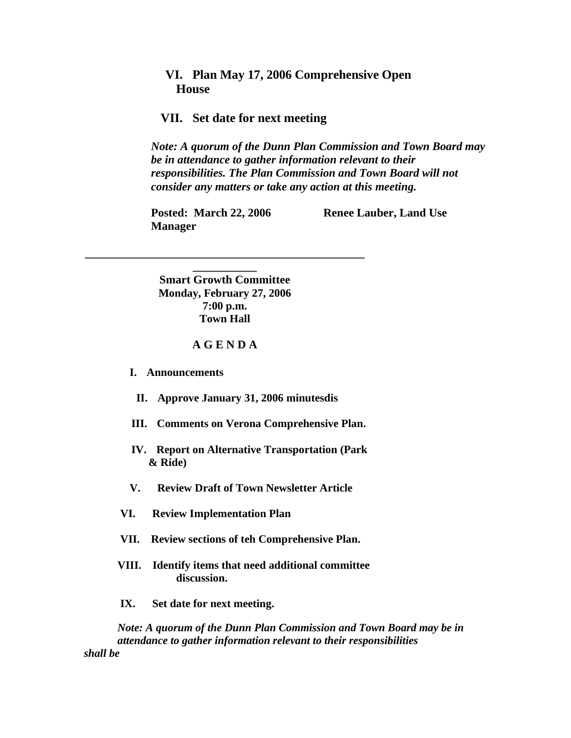**VI. Plan May 17, 2006 Comprehensive Open House**

**VII. Set date for next meeting**

***Note: A quorum of the Dunn Plan Commission and Town Board may be in attendance to gather information relevant to their responsibilities. The Plan Commission and Town Board will not consider any matters or take any action at this meeting.***

**Posted: March 22, 2006 Renee Lauber, Land Use Manager**

---

**Smart Growth Committee**
**Monday, February 27, 2006**
**7:00 p.m.**
**Town Hall**

**A G E N D A**

**I. Announcements**

**II. Approve January 31, 2006 minutesdis**

**III. Comments on Verona Comprehensive Plan.**

**IV. Report on Alternative Transportation (Park & Ride)**

**V. Review Draft of Town Newsletter Article**

**VI. Review Implementation Plan**

**VII. Review sections of teh Comprehensive Plan.**

**VIII. Identify items that need additional committee discussion.**

**IX. Set date for next meeting.**

***Note: A quorum of the Dunn Plan Commission and Town Board may be in attendance to gather information relevant to their responsibilities shall be***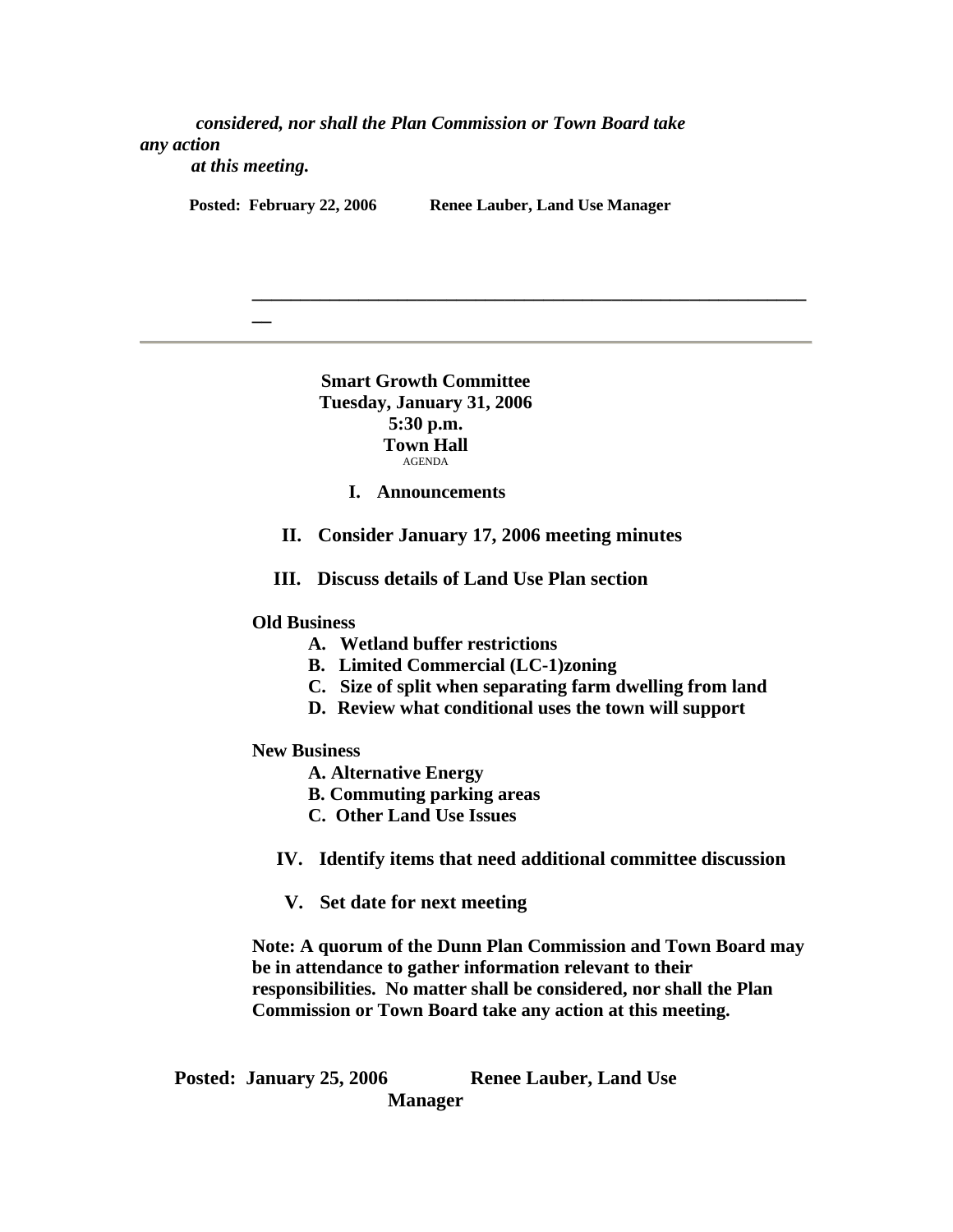***considered, nor shall the Plan Commission or Town Board take any action at this meeting.***

**Posted: February 22, 2006 Renee Lauber, Land Use Manager**

---

**Smart Growth Committee**
**Tuesday, January 31, 2006**
**5:30 p.m.**
**Town Hall**
AGENDA

**I. Announcements**

**II. Consider January 17, 2006 meeting minutes**

**III. Discuss details of Land Use Plan section**

**Old Business**

- **A. Wetland buffer restrictions**
- **B. Limited Commercial (LC-1)zoning**
- **C. Size of split when separating farm dwelling from land**
- **D. Review what conditional uses the town will support**

**New Business**

- **A. Alternative Energy**
- **B. Commuting parking areas**
- **C. Other Land Use Issues**

**IV. Identify items that need additional committee discussion**

**V. Set date for next meeting**

**Note: A quorum of the Dunn Plan Commission and Town Board may be in attendance to gather information relevant to their responsibilities. No matter shall be considered, nor shall the Plan Commission or Town Board take any action at this meeting.**

**Posted: January 25, 2006 Renee Lauber, Land Use Manager**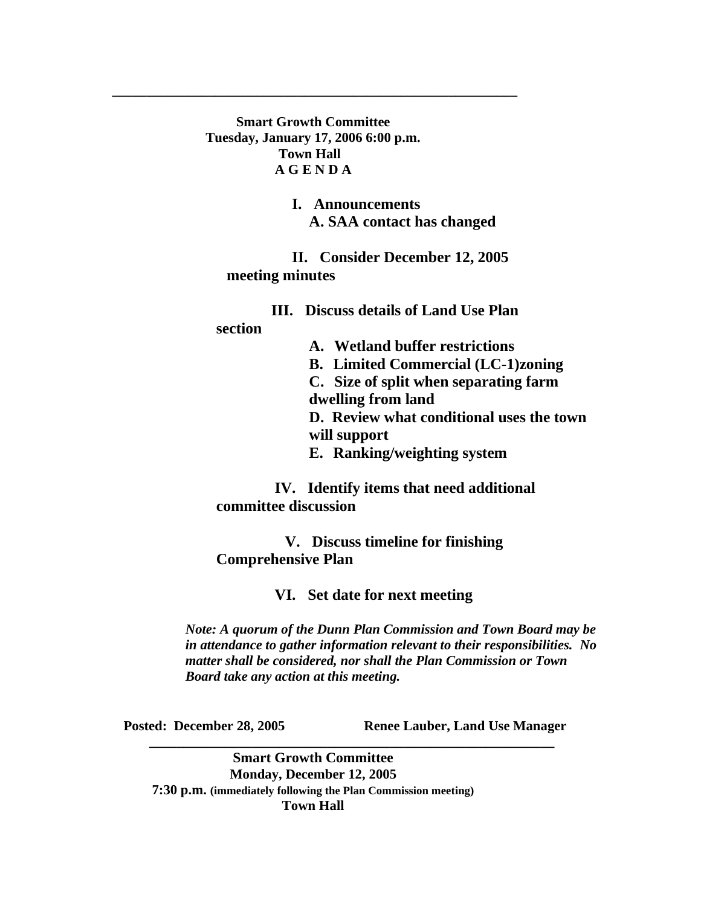---

**Smart Growth Committee**
**Tuesday, January 17, 2006 6:00 p.m.**
**Town Hall**
**A G E N D A**

**I. Announcements**

**A. SAA contact has changed**

**II. Consider December 12, 2005 meeting minutes**

**III. Discuss details of Land Use Plan section**

**A. Wetland buffer restrictions**

**B. Limited Commercial (LC-1)zoning**

**C. Size of split when separating farm dwelling from land**

**D. Review what conditional uses the town will support**

**E. Ranking/weighting system**

**IV. Identify items that need additional committee discussion**

**V. Discuss timeline for finishing Comprehensive Plan**

**VI. Set date for next meeting**

***Note: A quorum of the Dunn Plan Commission and Town Board may be in attendance to gather information relevant to their responsibilities. No matter shall be considered, nor shall the Plan Commission or Town Board take any action at this meeting.***

**Posted: December 28, 2005** **Renee Lauber, Land Use Manager**

---

**Smart Growth Committee**
**Monday, December 12, 2005**
**7:30 p.m. (immediately following the Plan Commission meeting)**
**Town Hall**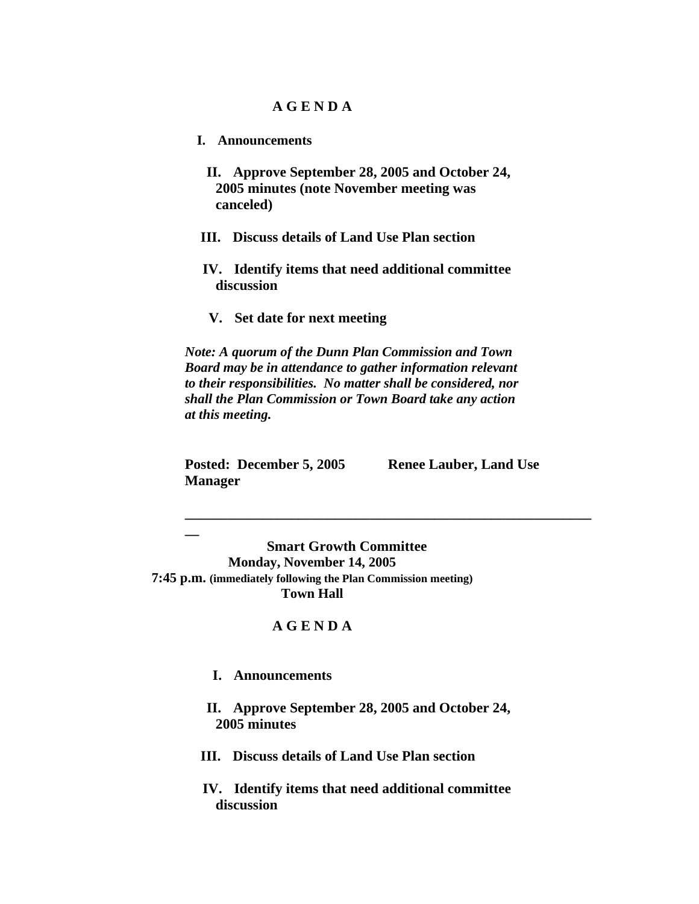**A G E N D A**

I. **Announcements**

II. **Approve September 28, 2005 and October 24, 2005 minutes (note November meeting was canceled)**

III. **Discuss details of Land Use Plan section**

IV. **Identify items that need additional committee discussion**

V. **Set date for next meeting**

***Note: A quorum of the Dunn Plan Commission and Town Board may be in attendance to gather information relevant to their responsibilities. No matter shall be considered, nor shall the Plan Commission or Town Board take any action at this meeting.***

**Posted: December 5, 2005 Renee Lauber, Land Use Manager**

---

**Smart Growth Committee**
**Monday, November 14, 2005**
**7:45 p.m. (immediately following the Plan Commission meeting)**
**Town Hall**

**A G E N D A**

I. **Announcements**

II. **Approve September 28, 2005 and October 24, 2005 minutes**

III. **Discuss details of Land Use Plan section**

IV. **Identify items that need additional committee discussion**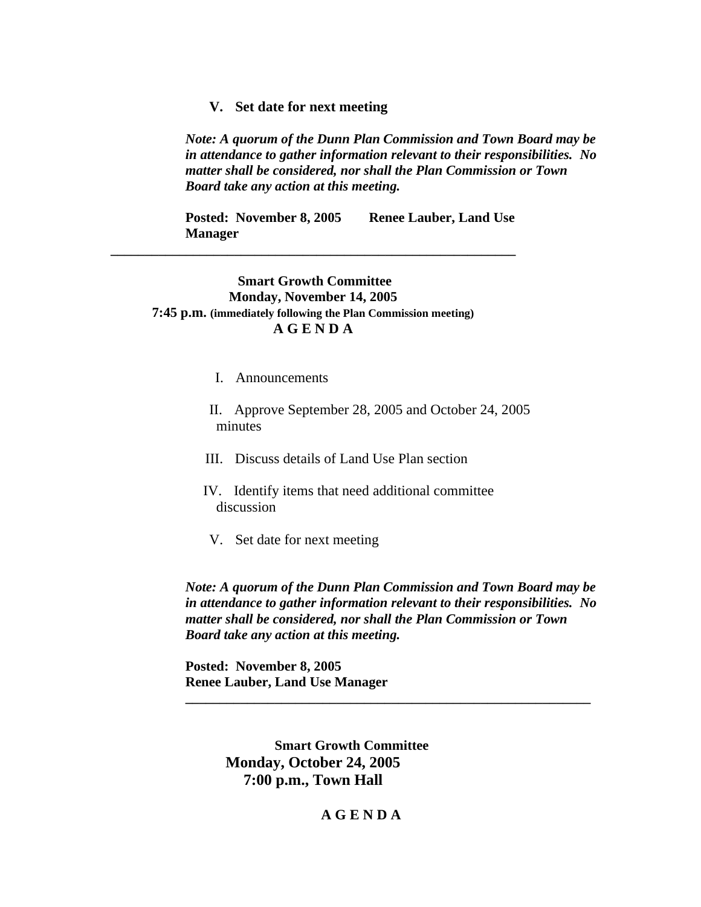**V. Set date for next meeting**

***Note: A quorum of the Dunn Plan Commission and Town Board may be in attendance to gather information relevant to their responsibilities. No matter shall be considered, nor shall the Plan Commission or Town Board take any action at this meeting.***

**Posted: November 8, 2005 Renee Lauber, Land Use Manager**

---

**Smart Growth Committee**
**Monday, November 14, 2005**
**7:45 p.m. (immediately following the Plan Commission meeting)**
**A G E N D A**

I. Announcements

II. Approve September 28, 2005 and October 24, 2005 minutes

III. Discuss details of Land Use Plan section

IV. Identify items that need additional committee discussion

V. Set date for next meeting

***Note: A quorum of the Dunn Plan Commission and Town Board may be in attendance to gather information relevant to their responsibilities. No matter shall be considered, nor shall the Plan Commission or Town Board take any action at this meeting.***

**Posted: November 8, 2005**
**Renee Lauber, Land Use Manager**

---

**Smart Growth Committee**
**Monday, October 24, 2005**
**7:00 p.m., Town Hall**

**A G E N D A**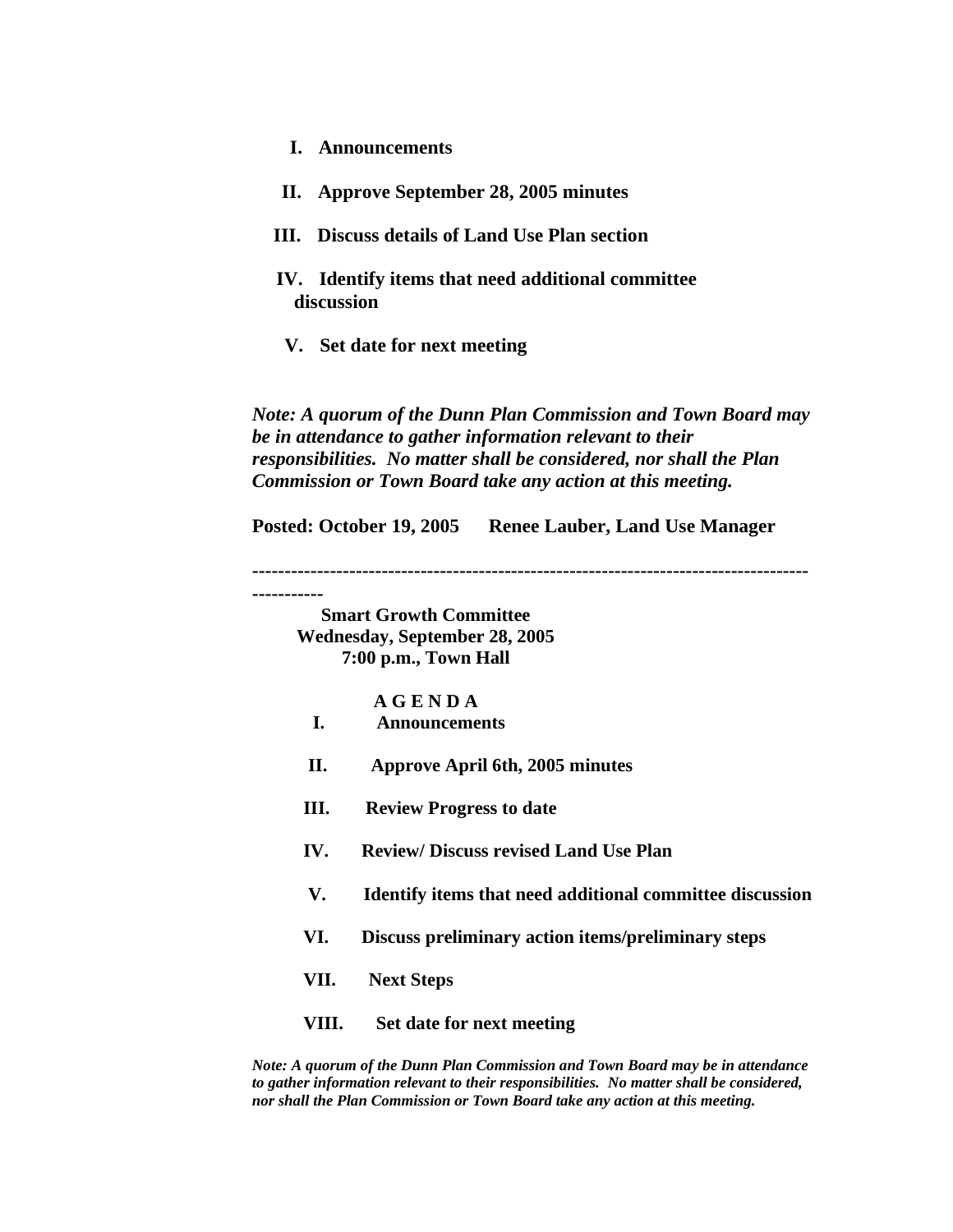I. **Announcements**

II. **Approve September 28, 2005 minutes**

III. **Discuss details of Land Use Plan section**

IV. **Identify items that need additional committee discussion**

V. **Set date for next meeting**

***Note: A quorum of the Dunn Plan Commission and Town Board may be in attendance to gather information relevant to their responsibilities. No matter shall be considered, nor shall the Plan Commission or Town Board take any action at this meeting.***

**Posted: October 19, 2005 Renee Lauber, Land Use Manager**

---

**Smart Growth Committee**
**Wednesday, September 28, 2005**
**7:00 p.m., Town Hall**

**A G E N D A**

I. **Announcements**

II. **Approve April 6th, 2005 minutes**

III. **Review Progress to date**

IV. **Review/ Discuss revised Land Use Plan**

V. **Identify items that need additional committee discussion**

VI. **Discuss preliminary action items/preliminary steps**

VII. **Next Steps**

VIII. **Set date for next meeting**

***Note: A quorum of the Dunn Plan Commission and Town Board may be in attendance to gather information relevant to their responsibilities. No matter shall be considered, nor shall the Plan Commission or Town Board take any action at this meeting.***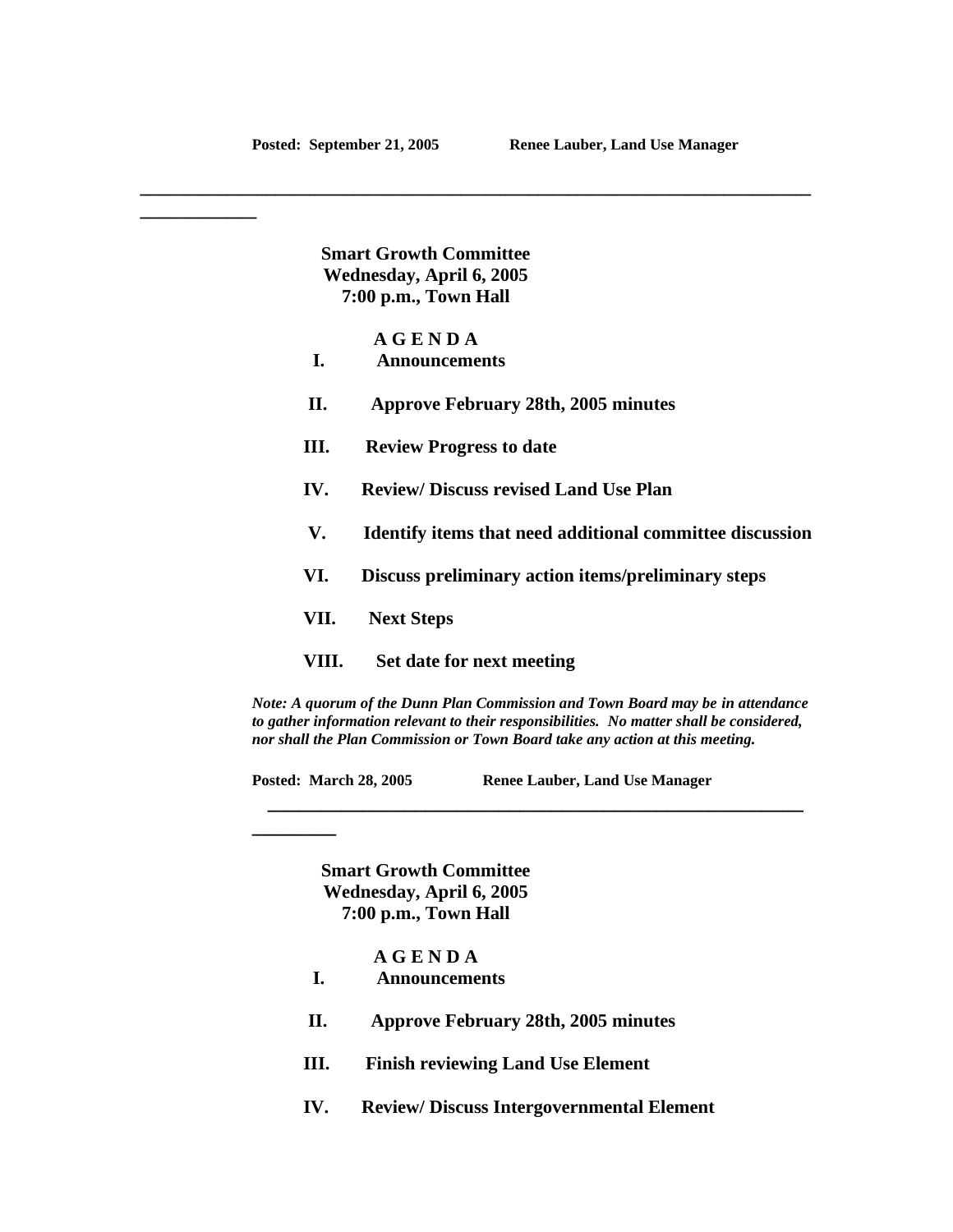**Posted: September 21, 2005 Renee Lauber, Land Use Manager**

---

**Smart Growth Committee**
**Wednesday, April 6, 2005**
**7:00 p.m., Town Hall**

**A G E N D A**

I. **Announcements**

II. **Approve February 28th, 2005 minutes**

III. **Review Progress to date**

IV. **Review/ Discuss revised Land Use Plan**

V. **Identify items that need additional committee discussion**

VI. **Discuss preliminary action items/preliminary steps**

VII. **Next Steps**

VIII. **Set date for next meeting**

***Note: A quorum of the Dunn Plan Commission and Town Board may be in attendance to gather information relevant to their responsibilities. No matter shall be considered, nor shall the Plan Commission or Town Board take any action at this meeting.***

**Posted: March 28, 2005 Renee Lauber, Land Use Manager**

---

**Smart Growth Committee**
**Wednesday, April 6, 2005**
**7:00 p.m., Town Hall**

**A G E N D A**

I. **Announcements**

II. **Approve February 28th, 2005 minutes**

III. **Finish reviewing Land Use Element**

IV. **Review/ Discuss Intergovernmental Element**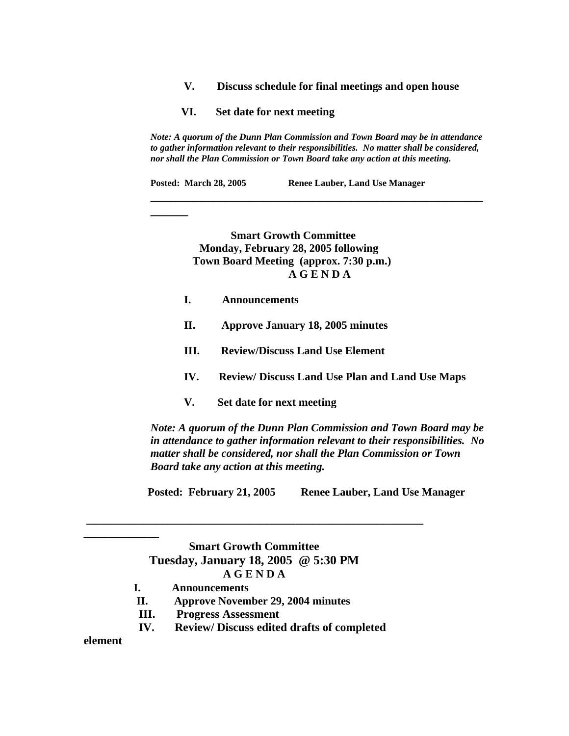**V. Discuss schedule for final meetings and open house**

**VI. Set date for next meeting**

***Note: A quorum of the Dunn Plan Commission and Town Board may be in attendance to gather information relevant to their responsibilities. No matter shall be considered, nor shall the Plan Commission or Town Board take any action at this meeting.***

**Posted: March 28, 2005 Renee Lauber, Land Use Manager**

---

**Smart Growth Committee**
**Monday, February 28, 2005 following**
**Town Board Meeting (approx. 7:30 p.m.)**
**A G E N D A**

**I. Announcements**

**II. Approve January 18, 2005 minutes**

**III. Review/Discuss Land Use Element**

**IV. Review/ Discuss Land Use Plan and Land Use Maps**

**V. Set date for next meeting**

***Note: A quorum of the Dunn Plan Commission and Town Board may be in attendance to gather information relevant to their responsibilities. No matter shall be considered, nor shall the Plan Commission or Town Board take any action at this meeting.***

**Posted: February 21, 2005 Renee Lauber, Land Use Manager**

---

**Smart Growth Committee**
**Tuesday, January 18, 2005 @ 5:30 PM**
**A G E N D A**

**I. Announcements**
**II. Approve November 29, 2004 minutes**
**III. Progress Assessment**
**IV. Review/ Discuss edited drafts of completed element**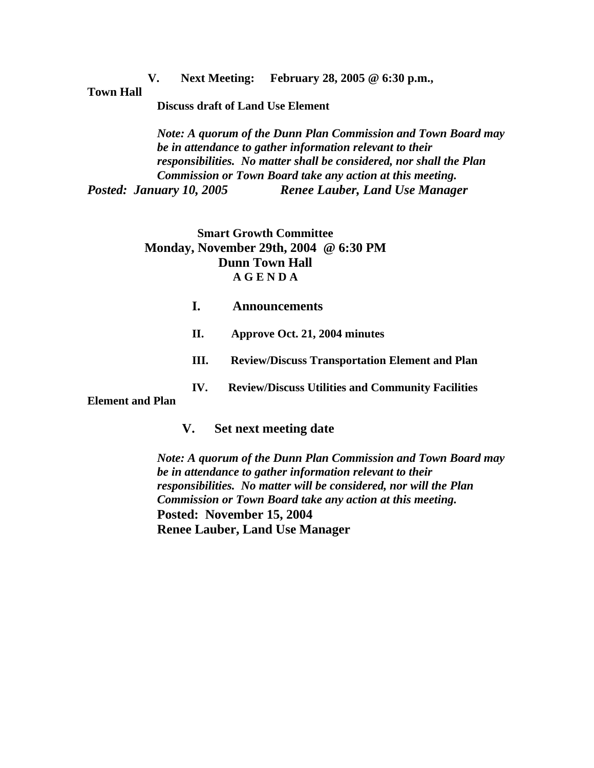**V. Next Meeting: February 28, 2005 @ 6:30 p.m., Town Hall**

**Discuss draft of Land Use Element**

***Note: A quorum of the Dunn Plan Commission and Town Board may be in attendance to gather information relevant to their responsibilities. No matter shall be considered, nor shall the Plan Commission or Town Board take any action at this meeting.***

***Posted: January 10, 2005 Renee Lauber, Land Use Manager***

**Smart Growth Committee**

**Monday, November 29th, 2004 @ 6:30 PM**

**Dunn Town Hall**

**A G E N D A**

**I. Announcements**

**II. Approve Oct. 21, 2004 minutes**

**III. Review/Discuss Transportation Element and Plan**

**IV. Review/Discuss Utilities and Community Facilities Element and Plan**

**V. Set next meeting date**

***Note: A quorum of the Dunn Plan Commission and Town Board may be in attendance to gather information relevant to their responsibilities. No matter will be considered, nor will the Plan Commission or Town Board take any action at this meeting.***

**Posted: November 15, 2004**

**Renee Lauber, Land Use Manager**